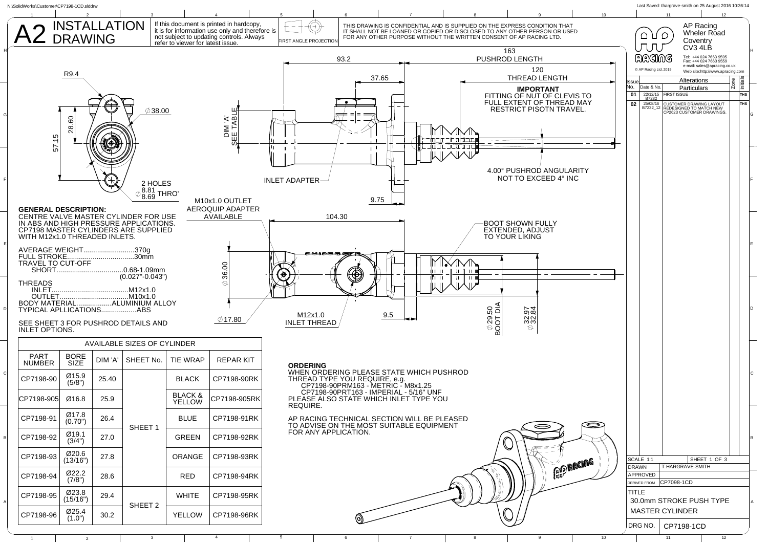# A2 INSTALLATION DRAWING

If this document is printed in hardcopy, it is for information use only and therefore is not subject to updating controls. Always refer to viewer for latest issue.

FIRST ANGLE PROJECTION

THIS DRAWING IS CONFIDENTIAL AND IS SUPPLIED ON THE EXPRESS CONDITION THAT IT SHALL NOT BE LOANED OR COPIED OR DISCLOSED TO ANY OTHER PERSON OR USED FOR ANY OTHER PURPOSE WITHOUT THE WRITTEN CONSENT OF AP RACING LTD.

AP Racing
Wheler Road
Coventry
CV3 4LB

Tel: +44 024 7663 9595
Fax: +44 024 7663 9559
e-mail: sales@apracing.co.uk
Web site:http://www.apracing.com

© AP Racing Ltd. 2015

| Issue No. | Date & No. | Alterations / Particulars | Zone | Initials |
|---|---|---|---|---|
| 01 | 22/12/15 B7232 | FIRST ISSUE | | THS |
| 02 | 25/08/16 B7232_12 | CUSTOMER DRAWING LAYOUT REDESIGNED TO MATCH NEW CP2623 CUSTOMER DRAWINGS. | | THS |

R9.4
28.60
57.15
∅38.00
2 HOLES ∅8.81 / 8.69 THRO'
DIM 'A' SEE TABLE
93.2
37.65
163 PUSHROD LENGTH
120 THREAD LENGTH

**IMPORTANT**
FITTING OF NUT OF CLEVIS TO FULL EXTENT OF THREAD MAY RESTRICT PISOTN TRAVEL.

4.00° PUSHROD ANGULARITY NOT TO EXCEED 4° INC

INLET ADAPTER
9.75
M10x1.0 OUTLET AEROQUIP ADAPTER AVAILABLE
104.30
BOOT SHOWN FULLY EXTENDED, ADJUST TO YOUR LIKING
∅36.00
∅17.80
M12x1.0 INLET THREAD
9.5
∅29.50 BOOT DIA
∅32.97 / 32.84

**GENERAL DESCRIPTION:**
CENTRE VALVE MASTER CYLINDER FOR USE IN ABS AND HIGH PRESSURE APPLICATIONS. CP7198 MASTER CYLINDERS ARE SUPPLIED WITH M12x1.0 THREADED INLETS.

AVERAGE WEIGHT..........................370g
FULL STROKE.................................30mm
TRAVEL TO CUT-OFF
SHORT.................................0.68-1.09mm (0.027"-0.043")
THREADS
INLET.......................................M12x1.0
OUTLET...................................M10x1.0
BODY MATERIAL.................ALUMINIUM ALLOY
TYPICAL APLLICATIONS.................ABS

SEE SHEET 3 FOR PUSHROD DETAILS AND INLET OPTIONS.

| AVAILABLE SIZES OF CYLINDER | | | | | |
|---|---|---|---|---|---|
| PART NUMBER | BORE SIZE | DIM 'A' | SHEET No. | TIE WRAP | REPAR KIT |
| CP7198-90 | Ø15.9 (5/8") | 25.40 | SHEET 1 | BLACK | CP7198-90RK |
| CP7198-905 | Ø16.8 | 25.9 | SHEET 1 | BLACK & YELLOW | CP7198-905RK |
| CP7198-91 | Ø17.8 (0.70") | 26.4 | SHEET 1 | BLUE | CP7198-91RK |
| CP7198-92 | Ø19.1 (3/4") | 27.0 | SHEET 1 | GREEN | CP7198-92RK |
| CP7198-93 | Ø20.6 (13/16") | 27.8 | SHEET 1 | ORANGE | CP7198-93RK |
| CP7198-94 | Ø22.2 (7/8") | 28.6 | SHEET 1 | RED | CP7198-94RK |
| CP7198-95 | Ø23.8 (15/16") | 29.4 | SHEET 2 | WHITE | CP7198-95RK |
| CP7198-96 | Ø25.4 (1.0") | 30.2 | SHEET 2 | YELLOW | CP7198-96RK |

**ORDERING**
WHEN ORDERING PLEASE STATE WHICH PUSHROD THREAD TYPE YOU REQUIRE, e.g.
CP7198-90PRM163 - METRIC - M8x1.25
CP7198-90PRT163 - IMPERIAL - 5/16" UNF
PLEASE ALSO STATE WHICH INLET TYPE YOU REQUIRE.

AP RACING TECHNICAL SECTION WILL BE PLEASED TO ADVISE ON THE MOST SUITABLE EQUIPMENT FOR ANY APPLICATION.

| | |
|---|---|
| SCALE | 1:1 |
| SHEET | 1 OF 3 |
| DRAWN | T HARGRAVE-SMITH |
| APPROVED | |
| DERIVED FROM | CP7098-1CD |
| TITLE | 30.0mm STROKE PUSH TYPE MASTER CYLINDER |
| DRG NO. | CP7198-1CD |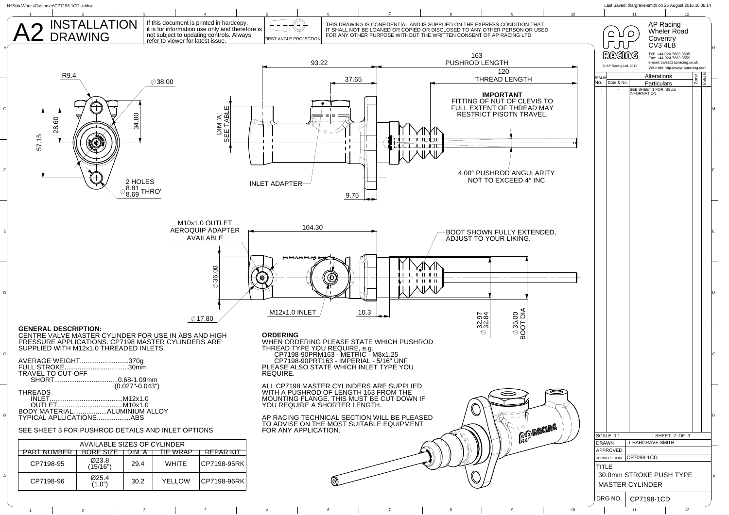# A2 INSTALLATION DRAWING

If this document is printed in hardcopy, it is for information use only and therefore is not subject to updating controls. Always refer to viewer for latest issue.

FIRST ANGLE PROJECTION

THIS DRAWING IS CONFIDENTIAL AND IS SUPPLIED ON THE EXPRESS CONDITION THAT IT SHALL NOT BE LOANED OR COPIED OR DISCLOSED TO ANY OTHER PERSON OR USED FOR ANY OTHER PURPOSE WITHOUT THE WRITTEN CONSENT OF AP RACING LTD.

AP Racing
Wheler Road
Coventry
CV3 4LB

Tel: +44 024 7663 9595
Fax: +44 024 7663 9559
e-mail: sales@apracing.co.uk
Web site:http://www.apracing.com

© AP Racing Ltd. 2015

| Issue No. | Date & No. | Alterations Particulars | Zone | Initials |
|---|---|---|---|---|
| - | - | SEE SHEET 1 FOR ISSUE INFORMATION. | - | - |

R9.4

Ø38.00

28.60

34.80

57.15

2 HOLES Ø 8.81 / 8.69 THRO'

DIM 'A' SEE TABLE

93.22

37.65

163 PUSHROD LENGTH

120 THREAD LENGTH

**IMPORTANT**
FITTING OF NUT OF CLEVIS TO FULL EXTENT OF THREAD MAY RESTRICT PISOTN TRAVEL.

4.00° PUSHROD ANGULARITY NOT TO EXCEED 4° INC

INLET ADAPTER

9.75

M10x1.0 OUTLET AEROQUIP ADAPTER AVAILABLE

104.30

BOOT SHOWN FULLY EXTENDED, ADJUST TO YOUR LIKING.

Ø36.00

Ø17.80

M12x1.0 INLET

10.3

Ø 32.97 / 32.84

Ø35.00 BOOT DIA

**GENERAL DESCRIPTION:**
CENTRE VALVE MASTER CYLINDER FOR USE IN ABS AND HIGH PRESSURE APPLICATIONS. CP7198 MASTER CYLINDERS ARE SUPPLIED WITH M12x1.0 THREADED INLETS.

AVERAGE WEIGHT..........................370g
FULL STROKE..................................30mm
TRAVEL TO CUT-OFF
SHORT..................................0.68-1.09mm
(0.027"-0.043")
THREADS
INLET.......................................M12x1.0
OUTLET...................................M10x1.0
BODY MATERIAL..................ALUMINIUM ALLOY
TYPICAL APLLICATIONS..................ABS

SEE SHEET 3 FOR PUSHROD DETAILS AND INLET OPTIONS

| AVAILABLE SIZES OF CYLINDER | | | | |
|---|---|---|---|---|
| PART NUMBER | BORE SIZE | DIM 'A' | TIE WRAP | REPAR KIT |
| CP7198-95 | Ø23.8 (15/16") | 29.4 | WHITE | CP7198-95RK |
| CP7198-96 | Ø25.4 (1.0") | 30.2 | YELLOW | CP7198-96RK |

**ORDERING**
WHEN ORDERING PLEASE STATE WHICH PUSHROD THREAD TYPE YOU REQUIRE, e.g.
CP7198-90PRM163 - METRIC - M8x1.25
CP7198-90PRT163 - IMPERIAL - 5/16" UNF
PLEASE ALSO STATE WHICH INLET TYPE YOU REQUIRE.

ALL CP7198 MASTER CYLINDERS ARE SUPPLIED WITH A PUSHROD OF LENGTH 163 FROM THE MOUNTING FLANGE. THIS MUST BE CUT DOWN IF YOU REQUIRE A SHORTER LENGTH.

AP RACING TECHNICAL SECTION WILL BE PLEASED TO ADVISE ON THE MOST SUITABLE EQUIPMENT FOR ANY APPLICATION.

| | |
|---|---|
| SCALE 1:1 | SHEET 2 OF 3 |
| DRAWN | T HARGRAVE-SMITH |
| APPROVED | |
| DERIVED FROM | CP7098-1CD |
| TITLE | 30.0mm STROKE PUSH TYPE MASTER CYLINDER |
| DRG NO. | CP7198-1CD |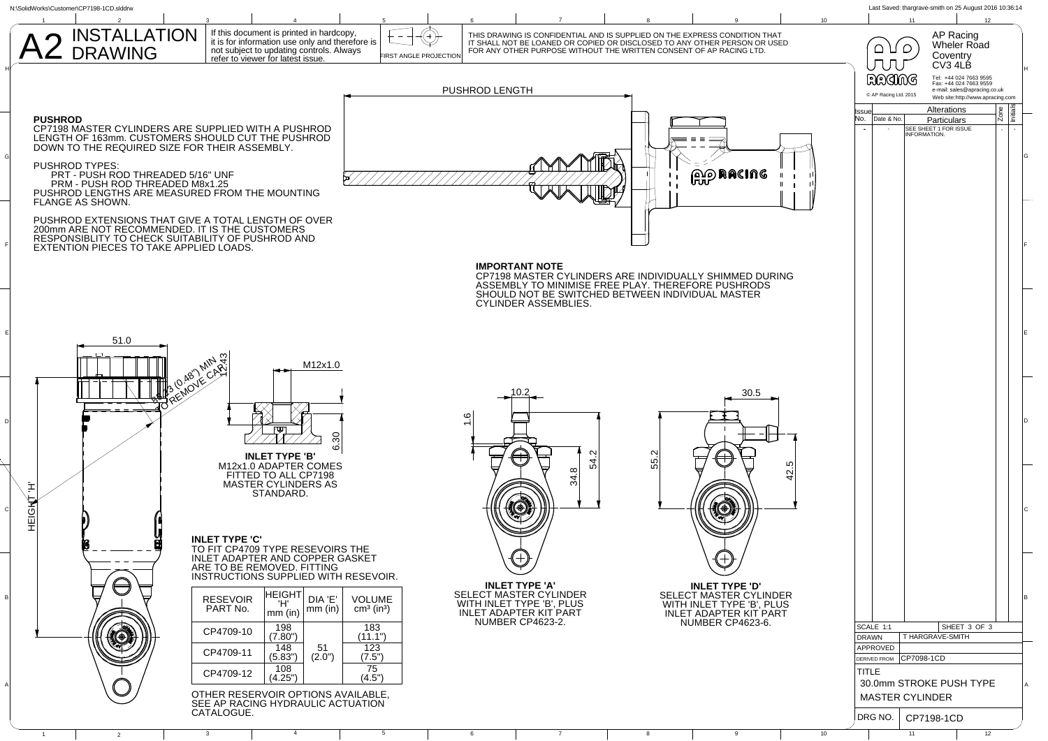# A2 INSTALLATION DRAWING

If this document is printed in hardcopy, it is for information use only and therefore is not subject to updating controls. Always refer to viewer for latest issue.

FIRST ANGLE PROJECTION

THIS DRAWING IS CONFIDENTIAL AND IS SUPPLIED ON THE EXPRESS CONDITION THAT IT SHALL NOT BE LOANED OR COPIED OR DISCLOSED TO ANY OTHER PERSON OR USED FOR ANY OTHER PURPOSE WITHOUT THE WRITTEN CONSENT OF AP RACING LTD.

AP Racing
Wheler Road
Coventry
CV3 4LB

Tel: +44 024 7663 9595
Fax: +44 024 7663 9559
e-mail: sales@apracing.co.uk
Web site:http://www.apracing.com

© AP Racing Ltd. 2015

| Issue No. | Date & No. | Alterations Particulars | Zone | Initials |
|---|---|---|---|---|
| - | - | SEE SHEET 1 FOR ISSUE INFORMATION. | - | - |

## PUSHROD

CP7198 MASTER CYLINDERS ARE SUPPLIED WITH A PUSHROD LENGTH OF 163mm. CUSTOMERS SHOULD CUT THE PUSHROD DOWN TO THE REQUIRED SIZE FOR THEIR ASSEMBLY.

PUSHROD TYPES:
- PRT - PUSH ROD THREADED 5/16" UNF
- PRM - PUSH ROD THREADED M8x1.25

PUSHROD LENGTHS ARE MEASURED FROM THE MOUNTING FLANGE AS SHOWN.

PUSHROD EXTENSIONS THAT GIVE A TOTAL LENGTH OF OVER 200mm ARE NOT RECOMMENDED. IT IS THE CUSTOMERS RESPONSIBLITY TO CHECK SUITABILITY OF PUSHROD AND EXTENTION PIECES TO TAKE APPLIED LOADS.

PUSHROD LENGTH

## IMPORTANT NOTE

CP7198 MASTER CYLINDERS ARE INDIVIDUALLY SHIMMED DURING ASSEMBLY TO MINIMISE FREE PLAY. THEREFORE PUSHRODS SHOULD NOT BE SWITCHED BETWEEN INDIVIDUAL MASTER CYLINDER ASSEMBLIES.

51.0

12.3 (0.48") MIN TO REMOVE CAP

HEIGHT 'H'

M12x1.0

6.30

**INLET TYPE 'B'**
M12x1.0 ADAPTER COMES FITTED TO ALL CP7198 MASTER CYLINDERS AS STANDARD.

**INLET TYPE 'C'**
TO FIT CP4709 TYPE RESEVOIRS THE INLET ADAPTER AND COPPER GASKET ARE TO BE REMOVED. FITTING INSTRUCTIONS SUPPLIED WITH RESEVOIR.

| RESEVOIR PART No. | HEIGHT 'H' mm (in) | DIA 'E' mm (in) | VOLUME cm³ (in³) |
|---|---|---|---|
| CP4709-10 | 198 (7.80") | 51 (2.0") | 183 (11.1") |
| CP4709-11 | 148 (5.83") | | 123 (7.5") |
| CP4709-12 | 108 (4.25") | | 75 (4.5") |

OTHER RESERVOIR OPTIONS AVAILABLE, SEE AP RACING HYDRAULIC ACTUATION CATALOGUE.

10.2
1.6
54.2
34.8

**INLET TYPE 'A'**
SELECT MASTER CYLINDER WITH INLET TYPE 'B', PLUS INLET ADAPTER KIT PART NUMBER CP4623-2.

30.5
55.2
42.5

**INLET TYPE 'D'**
SELECT MASTER CYLINDER WITH INLET TYPE 'B', PLUS INLET ADAPTER KIT PART NUMBER CP4623-6.

| | |
|---|---|
| SCALE 1:1 | SHEET 3 OF 3 |
| DRAWN | T HARGRAVE-SMITH |
| APPROVED | |
| DERIVED FROM | CP7098-1CD |
| TITLE | 30.0mm STROKE PUSH TYPE MASTER CYLINDER |
| DRG NO. | CP7198-1CD |